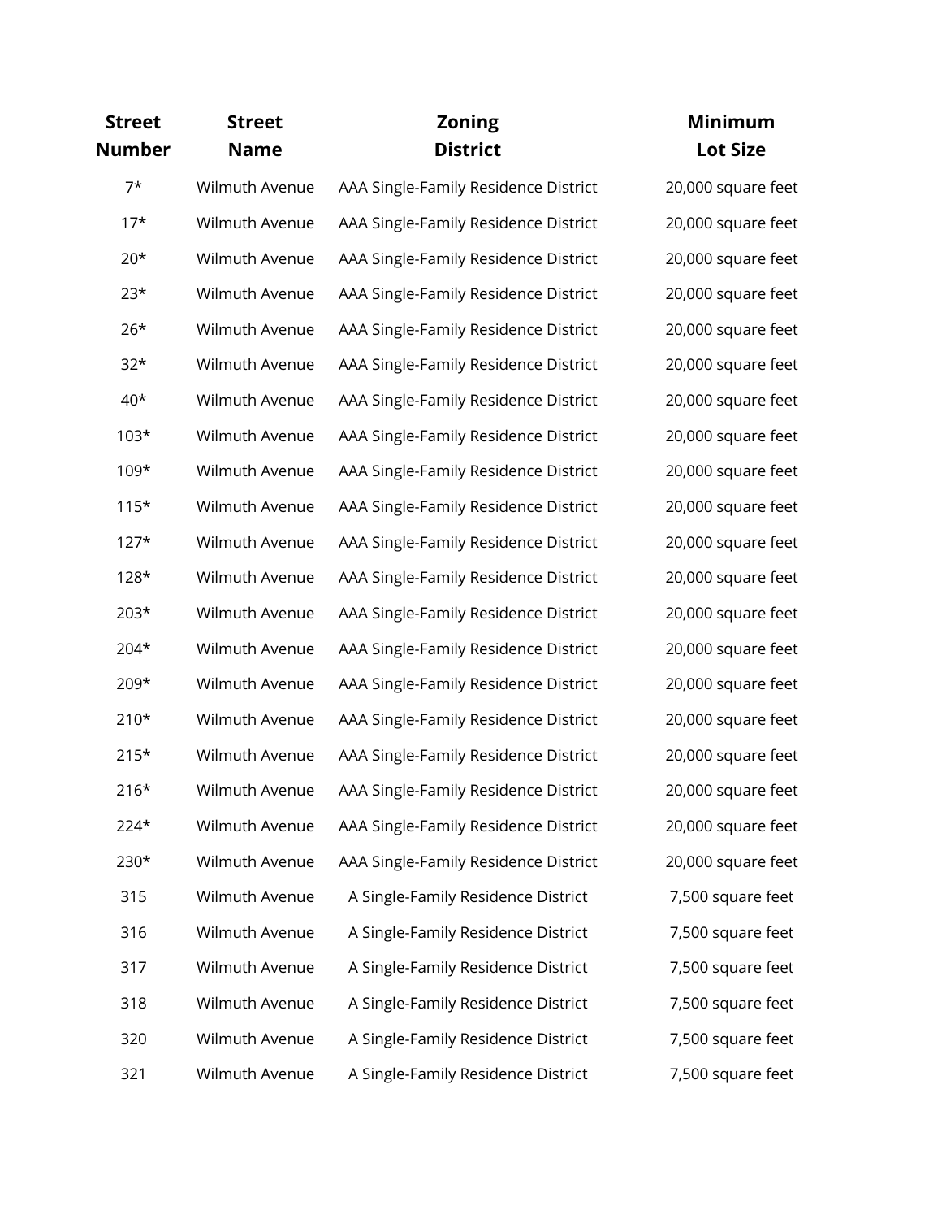| Street Number | Street Name | Zoning District | Minimum Lot Size |
| --- | --- | --- | --- |
| 7* | Wilmuth Avenue | AAA Single-Family Residence District | 20,000 square feet |
| 17* | Wilmuth Avenue | AAA Single-Family Residence District | 20,000 square feet |
| 20* | Wilmuth Avenue | AAA Single-Family Residence District | 20,000 square feet |
| 23* | Wilmuth Avenue | AAA Single-Family Residence District | 20,000 square feet |
| 26* | Wilmuth Avenue | AAA Single-Family Residence District | 20,000 square feet |
| 32* | Wilmuth Avenue | AAA Single-Family Residence District | 20,000 square feet |
| 40* | Wilmuth Avenue | AAA Single-Family Residence District | 20,000 square feet |
| 103* | Wilmuth Avenue | AAA Single-Family Residence District | 20,000 square feet |
| 109* | Wilmuth Avenue | AAA Single-Family Residence District | 20,000 square feet |
| 115* | Wilmuth Avenue | AAA Single-Family Residence District | 20,000 square feet |
| 127* | Wilmuth Avenue | AAA Single-Family Residence District | 20,000 square feet |
| 128* | Wilmuth Avenue | AAA Single-Family Residence District | 20,000 square feet |
| 203* | Wilmuth Avenue | AAA Single-Family Residence District | 20,000 square feet |
| 204* | Wilmuth Avenue | AAA Single-Family Residence District | 20,000 square feet |
| 209* | Wilmuth Avenue | AAA Single-Family Residence District | 20,000 square feet |
| 210* | Wilmuth Avenue | AAA Single-Family Residence District | 20,000 square feet |
| 215* | Wilmuth Avenue | AAA Single-Family Residence District | 20,000 square feet |
| 216* | Wilmuth Avenue | AAA Single-Family Residence District | 20,000 square feet |
| 224* | Wilmuth Avenue | AAA Single-Family Residence District | 20,000 square feet |
| 230* | Wilmuth Avenue | AAA Single-Family Residence District | 20,000 square feet |
| 315 | Wilmuth Avenue | A Single-Family Residence District | 7,500 square feet |
| 316 | Wilmuth Avenue | A Single-Family Residence District | 7,500 square feet |
| 317 | Wilmuth Avenue | A Single-Family Residence District | 7,500 square feet |
| 318 | Wilmuth Avenue | A Single-Family Residence District | 7,500 square feet |
| 320 | Wilmuth Avenue | A Single-Family Residence District | 7,500 square feet |
| 321 | Wilmuth Avenue | A Single-Family Residence District | 7,500 square feet |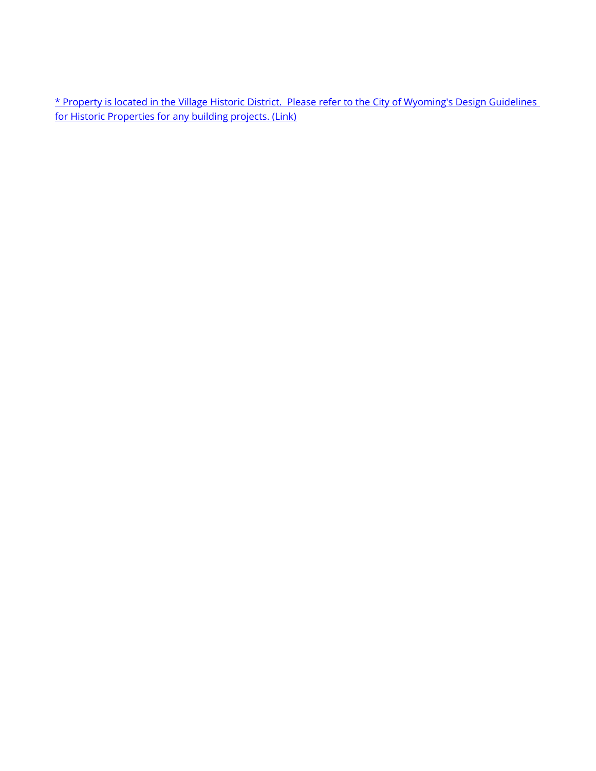[* Property is located in the Village Historic District.  Please refer to the City of Wyoming's Design Guidelines for Historic Properties for any building projects. (Link)]